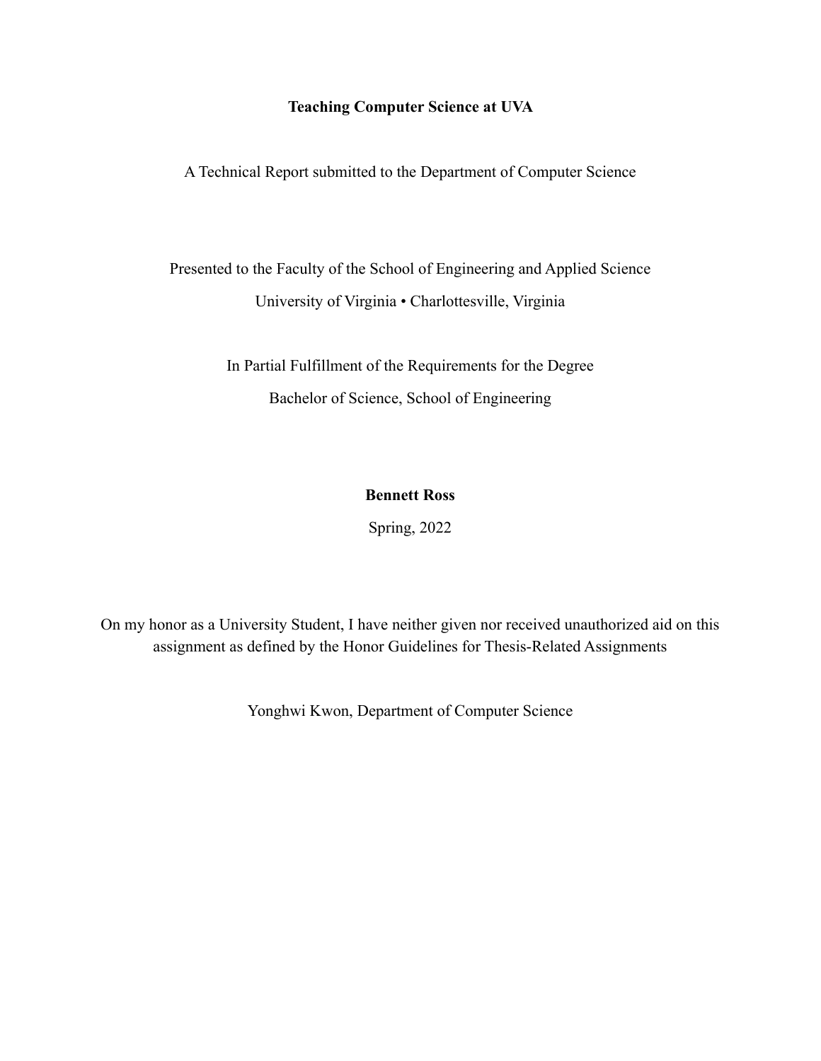# Teaching Computer Science at UVA

A Technical Report submitted to the Department of Computer Science

Presented to the Faculty of the School of Engineering and Applied Science

University of Virginia • Charlottesville, Virginia

In Partial Fulfillment of the Requirements for the Degree

Bachelor of Science, School of Engineering

**Bennett Ross**

Spring, 2022

On my honor as a University Student, I have neither given nor received unauthorized aid on this assignment as defined by the Honor Guidelines for Thesis-Related Assignments

Yonghwi Kwon, Department of Computer Science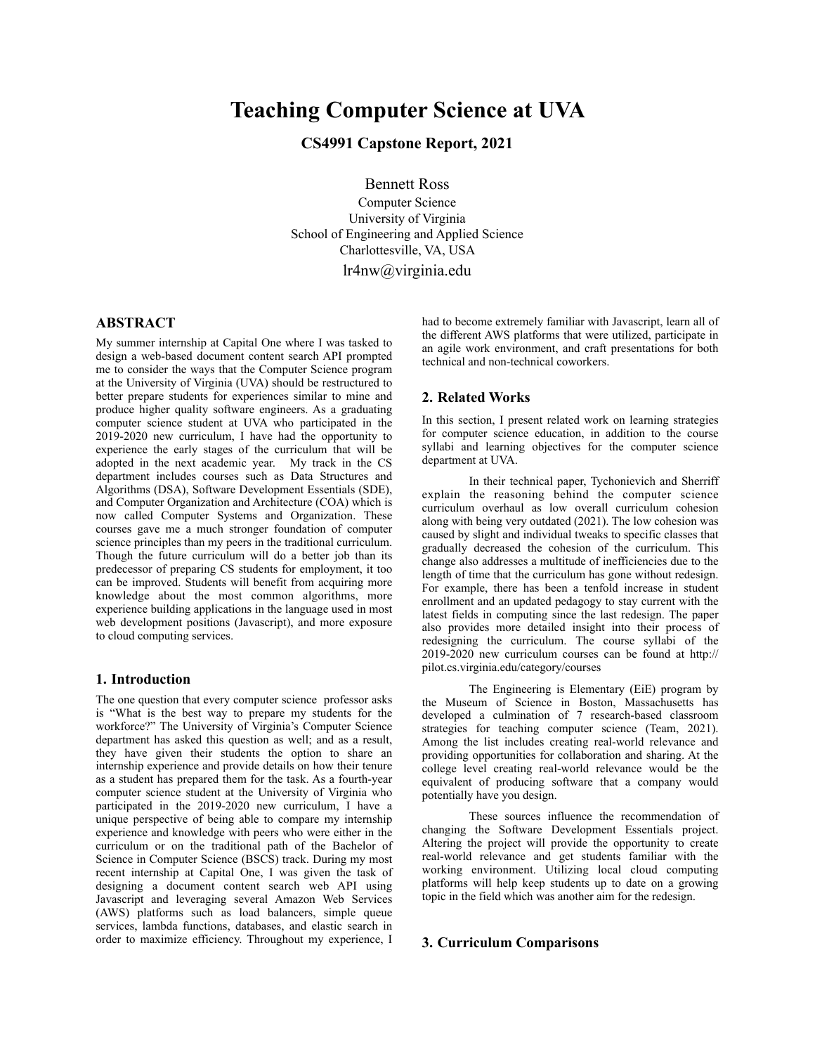# Teaching Computer Science at UVA

### CS4991 Capstone Report, 2021

Bennett Ross
Computer Science
University of Virginia
School of Engineering and Applied Science
Charlottesville, VA, USA
lr4nw@virginia.edu

## ABSTRACT

My summer internship at Capital One where I was tasked to design a web-based document content search API prompted me to consider the ways that the Computer Science program at the University of Virginia (UVA) should be restructured to better prepare students for experiences similar to mine and produce higher quality software engineers. As a graduating computer science student at UVA who participated in the 2019-2020 new curriculum, I have had the opportunity to experience the early stages of the curriculum that will be adopted in the next academic year. My track in the CS department includes courses such as Data Structures and Algorithms (DSA), Software Development Essentials (SDE), and Computer Organization and Architecture (COA) which is now called Computer Systems and Organization. These courses gave me a much stronger foundation of computer science principles than my peers in the traditional curriculum. Though the future curriculum will do a better job than its predecessor of preparing CS students for employment, it too can be improved. Students will benefit from acquiring more knowledge about the most common algorithms, more experience building applications in the language used in most web development positions (Javascript), and more exposure to cloud computing services.

## 1. Introduction

The one question that every computer science professor asks is "What is the best way to prepare my students for the workforce?" The University of Virginia's Computer Science department has asked this question as well; and as a result, they have given their students the option to share an internship experience and provide details on how their tenure as a student has prepared them for the task. As a fourth-year computer science student at the University of Virginia who participated in the 2019-2020 new curriculum, I have a unique perspective of being able to compare my internship experience and knowledge with peers who were either in the curriculum or on the traditional path of the Bachelor of Science in Computer Science (BSCS) track. During my most recent internship at Capital One, I was given the task of designing a document content search web API using Javascript and leveraging several Amazon Web Services (AWS) platforms such as load balancers, simple queue services, lambda functions, databases, and elastic search in order to maximize efficiency. Throughout my experience, I had to become extremely familiar with Javascript, learn all of the different AWS platforms that were utilized, participate in an agile work environment, and craft presentations for both technical and non-technical coworkers.

## 2. Related Works

In this section, I present related work on learning strategies for computer science education, in addition to the course syllabi and learning objectives for the computer science department at UVA.

In their technical paper, Tychonievich and Sherriff explain the reasoning behind the computer science curriculum overhaul as low overall curriculum cohesion along with being very outdated (2021). The low cohesion was caused by slight and individual tweaks to specific classes that gradually decreased the cohesion of the curriculum. This change also addresses a multitude of inefficiencies due to the length of time that the curriculum has gone without redesign. For example, there has been a tenfold increase in student enrollment and an updated pedagogy to stay current with the latest fields in computing since the last redesign. The paper also provides more detailed insight into their process of redesigning the curriculum. The course syllabi of the 2019-2020 new curriculum courses can be found at http://pilot.cs.virginia.edu/category/courses

The Engineering is Elementary (EiE) program by the Museum of Science in Boston, Massachusetts has developed a culmination of 7 research-based classroom strategies for teaching computer science (Team, 2021). Among the list includes creating real-world relevance and providing opportunities for collaboration and sharing. At the college level creating real-world relevance would be the equivalent of producing software that a company would potentially have you design.

These sources influence the recommendation of changing the Software Development Essentials project. Altering the project will provide the opportunity to create real-world relevance and get students familiar with the working environment. Utilizing local cloud computing platforms will help keep students up to date on a growing topic in the field which was another aim for the redesign.

## 3. Curriculum Comparisons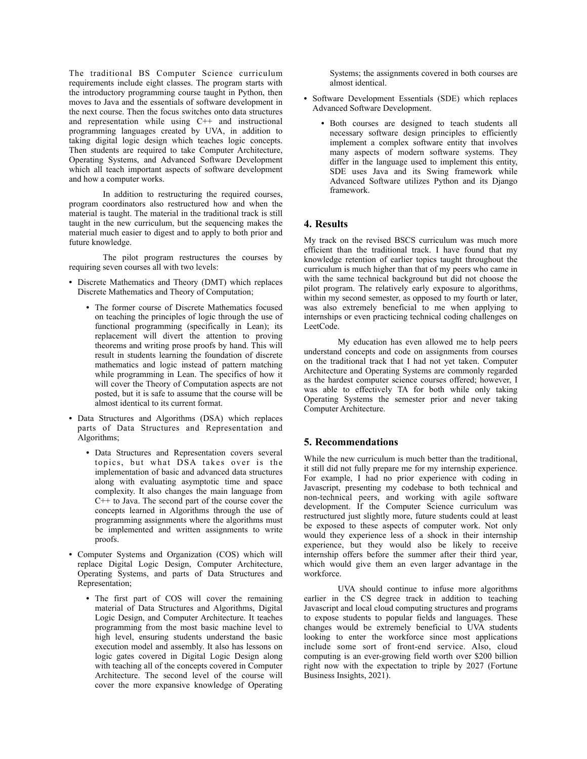The traditional BS Computer Science curriculum requirements include eight classes. The program starts with the introductory programming course taught in Python, then moves to Java and the essentials of software development in the next course. Then the focus switches onto data structures and representation while using C++ and instructional programming languages created by UVA, in addition to taking digital logic design which teaches logic concepts. Then students are required to take Computer Architecture, Operating Systems, and Advanced Software Development which all teach important aspects of software development and how a computer works.

In addition to restructuring the required courses, program coordinators also restructured how and when the material is taught. The material in the traditional track is still taught in the new curriculum, but the sequencing makes the material much easier to digest and to apply to both prior and future knowledge.

The pilot program restructures the courses by requiring seven courses all with two levels:

- Discrete Mathematics and Theory (DMT) which replaces Discrete Mathematics and Theory of Computation;
  - The former course of Discrete Mathematics focused on teaching the principles of logic through the use of functional programming (specifically in Lean); its replacement will divert the attention to proving theorems and writing prose proofs by hand. This will result in students learning the foundation of discrete mathematics and logic instead of pattern matching while programming in Lean. The specifics of how it will cover the Theory of Computation aspects are not posted, but it is safe to assume that the course will be almost identical to its current format.
- Data Structures and Algorithms (DSA) which replaces parts of Data Structures and Representation and Algorithms;
  - Data Structures and Representation covers several topics, but what DSA takes over is the implementation of basic and advanced data structures along with evaluating asymptotic time and space complexity. It also changes the main language from C++ to Java. The second part of the course cover the concepts learned in Algorithms through the use of programming assignments where the algorithms must be implemented and written assignments to write proofs.
- Computer Systems and Organization (COS) which will replace Digital Logic Design, Computer Architecture, Operating Systems, and parts of Data Structures and Representation;
  - The first part of COS will cover the remaining material of Data Structures and Algorithms, Digital Logic Design, and Computer Architecture. It teaches programming from the most basic machine level to high level, ensuring students understand the basic execution model and assembly. It also has lessons on logic gates covered in Digital Logic Design along with teaching all of the concepts covered in Computer Architecture. The second level of the course will cover the more expansive knowledge of Operating Systems; the assignments covered in both courses are almost identical.
- Software Development Essentials (SDE) which replaces Advanced Software Development.
  - Both courses are designed to teach students all necessary software design principles to efficiently implement a complex software entity that involves many aspects of modern software systems. They differ in the language used to implement this entity, SDE uses Java and its Swing framework while Advanced Software utilizes Python and its Django framework.

## 4. Results

My track on the revised BSCS curriculum was much more efficient than the traditional track. I have found that my knowledge retention of earlier topics taught throughout the curriculum is much higher than that of my peers who came in with the same technical background but did not choose the pilot program. The relatively early exposure to algorithms, within my second semester, as opposed to my fourth or later, was also extremely beneficial to me when applying to internships or even practicing technical coding challenges on LeetCode.

My education has even allowed me to help peers understand concepts and code on assignments from courses on the traditional track that I had not yet taken. Computer Architecture and Operating Systems are commonly regarded as the hardest computer science courses offered; however, I was able to effectively TA for both while only taking Operating Systems the semester prior and never taking Computer Architecture.

## 5. Recommendations

While the new curriculum is much better than the traditional, it still did not fully prepare me for my internship experience. For example, I had no prior experience with coding in Javascript, presenting my codebase to both technical and non-technical peers, and working with agile software development. If the Computer Science curriculum was restructured just slightly more, future students could at least be exposed to these aspects of computer work. Not only would they experience less of a shock in their internship experience, but they would also be likely to receive internship offers before the summer after their third year, which would give them an even larger advantage in the workforce.

UVA should continue to infuse more algorithms earlier in the CS degree track in addition to teaching Javascript and local cloud computing structures and programs to expose students to popular fields and languages. These changes would be extremely beneficial to UVA students looking to enter the workforce since most applications include some sort of front-end service. Also, cloud computing is an ever-growing field worth over $200 billion right now with the expectation to triple by 2027 (Fortune Business Insights, 2021).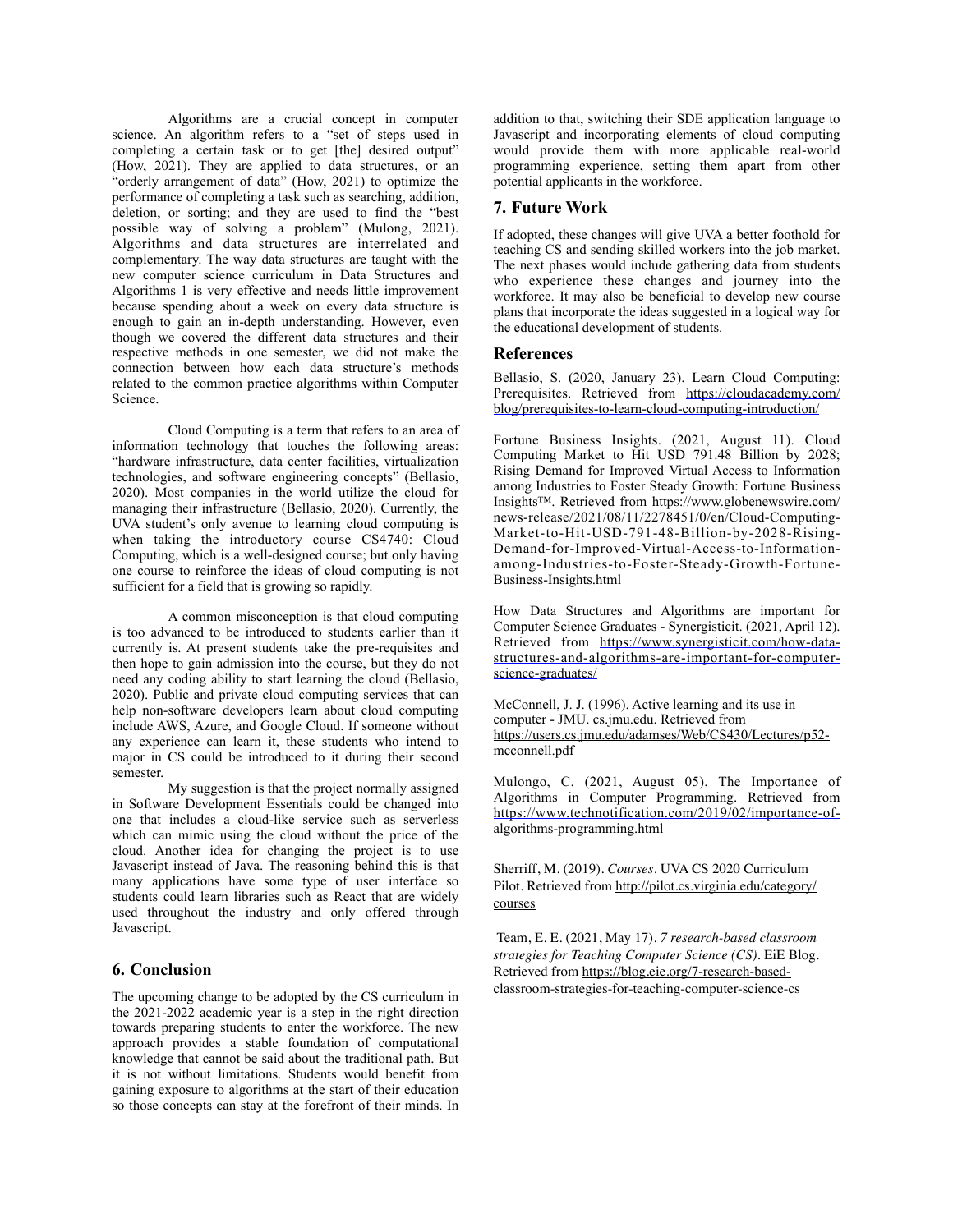Algorithms are a crucial concept in computer science. An algorithm refers to a "set of steps used in completing a certain task or to get [the] desired output" (How, 2021). They are applied to data structures, or an "orderly arrangement of data" (How, 2021) to optimize the performance of completing a task such as searching, addition, deletion, or sorting; and they are used to find the "best possible way of solving a problem" (Mulong, 2021). Algorithms and data structures are interrelated and complementary. The way data structures are taught with the new computer science curriculum in Data Structures and Algorithms 1 is very effective and needs little improvement because spending about a week on every data structure is enough to gain an in-depth understanding. However, even though we covered the different data structures and their respective methods in one semester, we did not make the connection between how each data structure's methods related to the common practice algorithms within Computer Science.

Cloud Computing is a term that refers to an area of information technology that touches the following areas: "hardware infrastructure, data center facilities, virtualization technologies, and software engineering concepts" (Bellasio, 2020). Most companies in the world utilize the cloud for managing their infrastructure (Bellasio, 2020). Currently, the UVA student's only avenue to learning cloud computing is when taking the introductory course CS4740: Cloud Computing, which is a well-designed course; but only having one course to reinforce the ideas of cloud computing is not sufficient for a field that is growing so rapidly.

A common misconception is that cloud computing is too advanced to be introduced to students earlier than it currently is. At present students take the pre-requisites and then hope to gain admission into the course, but they do not need any coding ability to start learning the cloud (Bellasio, 2020). Public and private cloud computing services that can help non-software developers learn about cloud computing include AWS, Azure, and Google Cloud. If someone without any experience can learn it, these students who intend to major in CS could be introduced to it during their second semester.

My suggestion is that the project normally assigned in Software Development Essentials could be changed into one that includes a cloud-like service such as serverless which can mimic using the cloud without the price of the cloud. Another idea for changing the project is to use Javascript instead of Java. The reasoning behind this is that many applications have some type of user interface so students could learn libraries such as React that are widely used throughout the industry and only offered through Javascript.

## 6. Conclusion

The upcoming change to be adopted by the CS curriculum in the 2021-2022 academic year is a step in the right direction towards preparing students to enter the workforce. The new approach provides a stable foundation of computational knowledge that cannot be said about the traditional path. But it is not without limitations. Students would benefit from gaining exposure to algorithms at the start of their education so those concepts can stay at the forefront of their minds. In addition to that, switching their SDE application language to Javascript and incorporating elements of cloud computing would provide them with more applicable real-world programming experience, setting them apart from other potential applicants in the workforce.

## 7. Future Work

If adopted, these changes will give UVA a better foothold for teaching CS and sending skilled workers into the job market. The next phases would include gathering data from students who experience these changes and journey into the workforce. It may also be beneficial to develop new course plans that incorporate the ideas suggested in a logical way for the educational development of students.

## References

Bellasio, S. (2020, January 23). Learn Cloud Computing: Prerequisites. Retrieved from https://cloudacademy.com/blog/prerequisites-to-learn-cloud-computing-introduction/

Fortune Business Insights. (2021, August 11). Cloud Computing Market to Hit USD 791.48 Billion by 2028; Rising Demand for Improved Virtual Access to Information among Industries to Foster Steady Growth: Fortune Business Insights™. Retrieved from https://www.globenewswire.com/news-release/2021/08/11/2278451/0/en/Cloud-Computing-Market-to-Hit-USD-791-48-Billion-by-2028-Rising-Demand-for-Improved-Virtual-Access-to-Information-among-Industries-to-Foster-Steady-Growth-Fortune-Business-Insights.html

How Data Structures and Algorithms are important for Computer Science Graduates - Synergisticit. (2021, April 12). Retrieved from https://www.synergisticit.com/how-data-structures-and-algorithms-are-important-for-computer-science-graduates/

McConnell, J. J. (1996). Active learning and its use in computer - JMU. cs.jmu.edu. Retrieved from https://users.cs.jmu.edu/adamses/Web/CS430/Lectures/p52-mcconnell.pdf

Mulongo, C. (2021, August 05). The Importance of Algorithms in Computer Programming. Retrieved from https://www.technotification.com/2019/02/importance-of-algorithms-programming.html

Sherriff, M. (2019). *Courses*. UVA CS 2020 Curriculum Pilot. Retrieved from http://pilot.cs.virginia.edu/category/courses

Team, E. E. (2021, May 17). *7 research-based classroom strategies for Teaching Computer Science (CS)*. EiE Blog. Retrieved from https://blog.eie.org/7-research-based-classroom-strategies-for-teaching-computer-science-cs